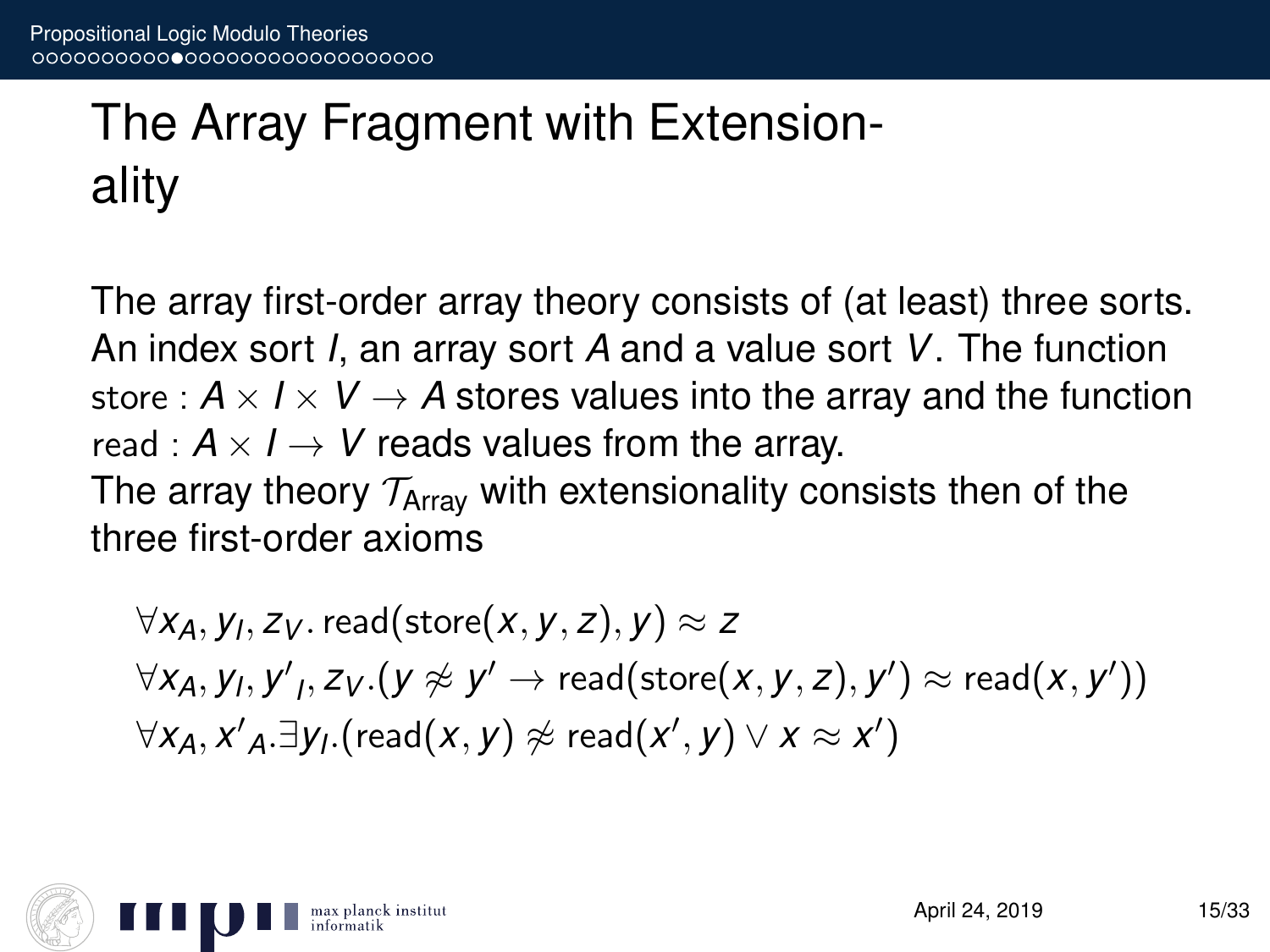# The Array Fragment with Extensionality

The array first-order array theory consists of (at least) three sorts. An index sort $I$, an array sort $A$ and a value sort $V$. The function $\text{store} : A \times I \times V \to A$ stores values into the array and the function $\text{read} : A \times I \to V$ reads values from the array.
The array theory $\mathcal{T}_{\text{Array}}$ with extensionality consists then of the three first-order axioms

$$\forall x_A, y_I, z_V.\, \text{read}(\text{store}(x, y, z), y) \approx z$$
$$\forall x_A, y_I, {y'}_I, z_V.(y \not\approx y' \to \text{read}(\text{store}(x, y, z), y') \approx \text{read}(x, y'))$$
$$\forall x_A, {x'}_A.\exists y_I.(\text{read}(x, y) \not\approx \text{read}(x', y) \lor x \approx x')$$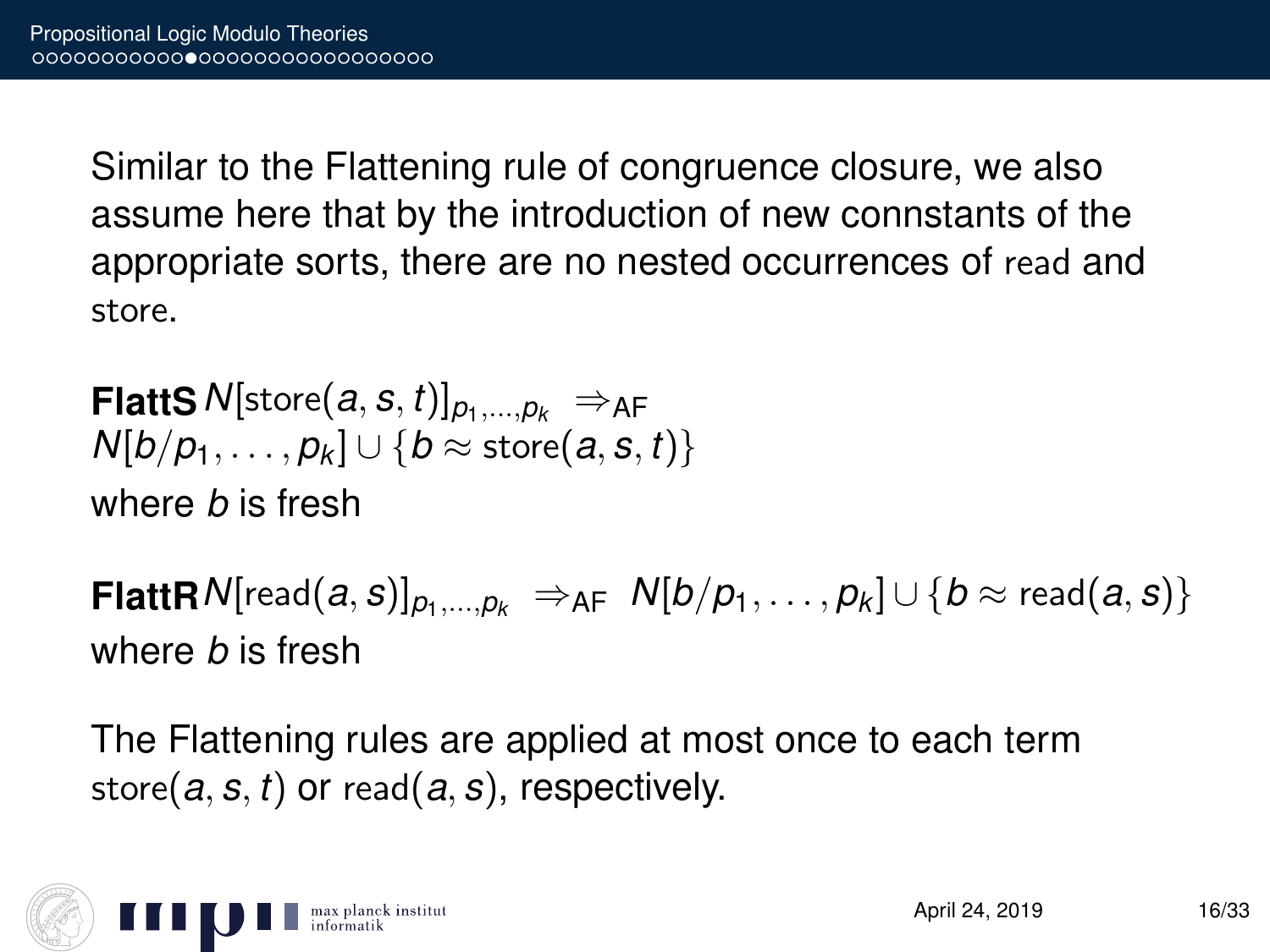Similar to the Flattening rule of congruence closure, we also assume here that by the introduction of new connstants of the appropriate sorts, there are no nested occurrences of read and store.

**FlattS** $N[\mathsf{store}(a, s, t)]_{p_1,\ldots,p_k} \Rightarrow_{\mathrm{AF}}$
$N[b/p_1, \ldots, p_k] \cup \{b \approx \mathsf{store}(a, s, t)\}$
where $b$ is fresh

**FlattR** $N[\mathsf{read}(a, s)]_{p_1,\ldots,p_k} \Rightarrow_{\mathrm{AF}} N[b/p_1, \ldots, p_k] \cup \{b \approx \mathsf{read}(a, s)\}$
where $b$ is fresh

The Flattening rules are applied at most once to each term $\mathsf{store}(a, s, t)$ or $\mathsf{read}(a, s)$, respectively.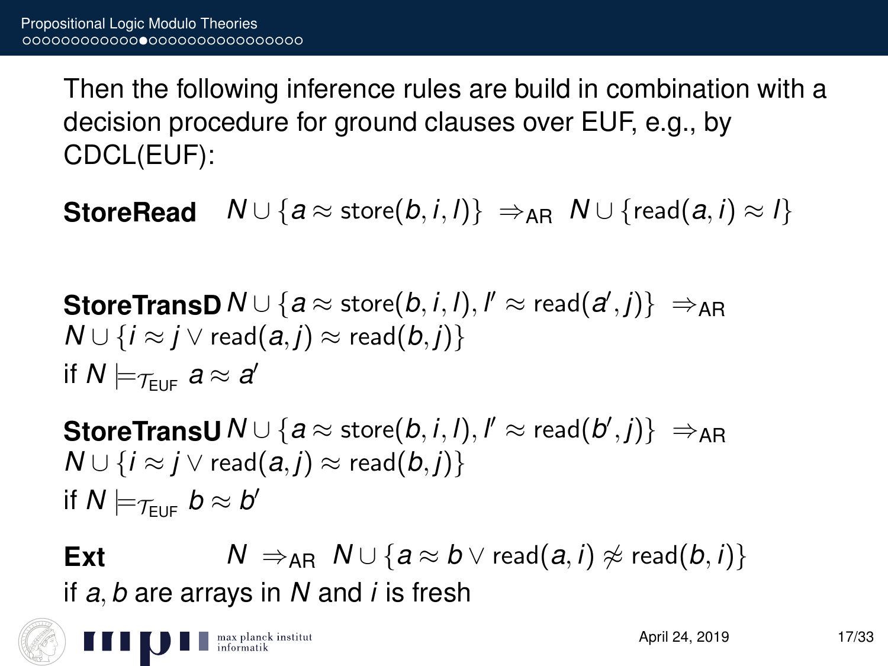Then the following inference rules are build in combination with a decision procedure for ground clauses over EUF, e.g., by CDCL(EUF):

**StoreRead** $N \cup \{a \approx \text{store}(b, i, l)\} \Rightarrow_{\text{AR}} N \cup \{\text{read}(a, i) \approx l\}$

**StoreTransD** $N \cup \{a \approx \text{store}(b, i, l), l' \approx \text{read}(a', j)\} \Rightarrow_{\text{AR}}$
$N \cup \{i \approx j \vee \text{read}(a, j) \approx \text{read}(b, j)\}$
if $N \models_{\mathcal{T}_{\text{EUF}}} a \approx a'$

**StoreTransU** $N \cup \{a \approx \text{store}(b, i, l), l' \approx \text{read}(b', j)\} \Rightarrow_{\text{AR}}$
$N \cup \{i \approx j \vee \text{read}(a, j) \approx \text{read}(b, j)\}$
if $N \models_{\mathcal{T}_{\text{EUF}}} b \approx b'$

**Ext** $N \Rightarrow_{\text{AR}} N \cup \{a \approx b \vee \text{read}(a, i) \not\approx \text{read}(b, i)\}$
if $a, b$ are arrays in $N$ and $i$ is fresh